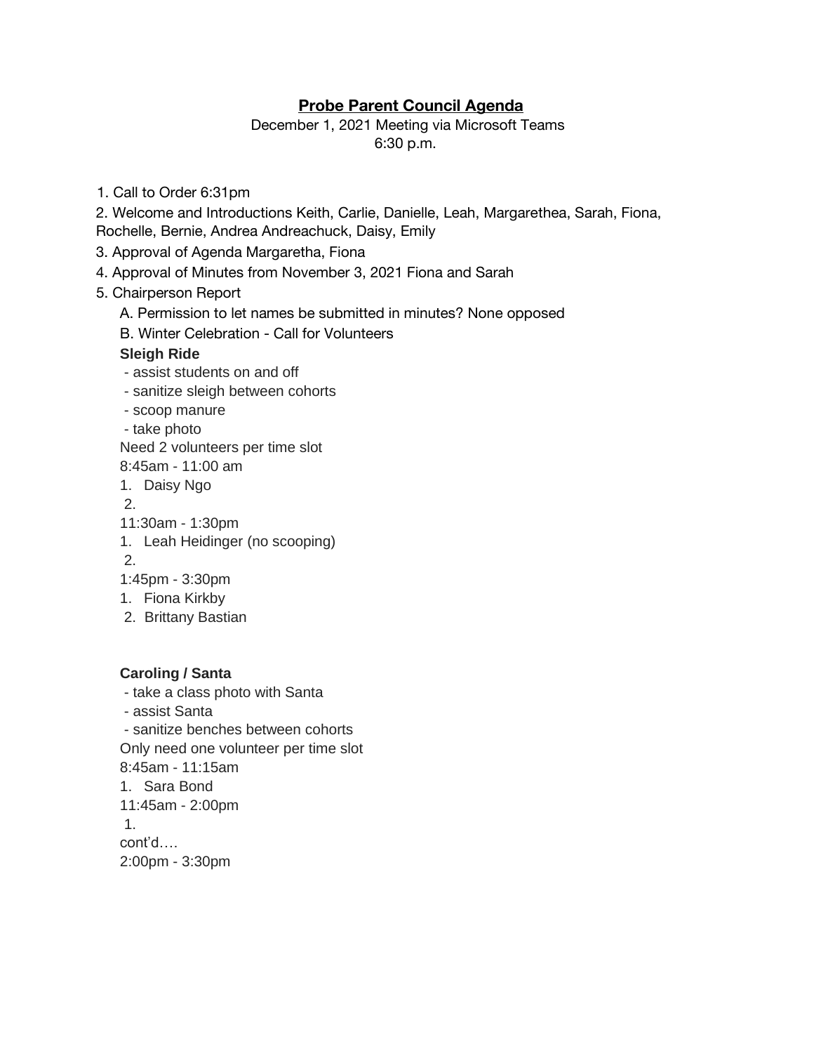# Probe Parent Council Agenda

December 1, 2021 Meeting via Microsoft Teams
6:30 p.m.

1. Call to Order 6:31pm
2. Welcome and Introductions Keith, Carlie, Danielle, Leah, Margarethea, Sarah, Fiona, Rochelle, Bernie, Andrea Andreachuck, Daisy, Emily
3. Approval of Agenda Margaretha, Fiona
4. Approval of Minutes from November 3, 2021 Fiona and Sarah
5. Chairperson Report

   A. Permission to let names be submitted in minutes? None opposed

   B. Winter Celebration - Call for Volunteers

   **Sleigh Ride**

   - assist students on and off
   - sanitize sleigh between cohorts
   - scoop manure
   - take photo

   Need 2 volunteers per time slot

   8:45am - 11:00 am

   1. Daisy Ngo
   2.

   11:30am - 1:30pm

   1. Leah Heidinger (no scooping)
   2.

   1:45pm - 3:30pm

   1. Fiona Kirkby
   2. Brittany Bastian

   **Caroling / Santa**

   - take a class photo with Santa
   - assist Santa
   - sanitize benches between cohorts

   Only need one volunteer per time slot

   8:45am - 11:15am

   1. Sara Bond

   11:45am - 2:00pm

   1.

   cont'd….

   2:00pm - 3:30pm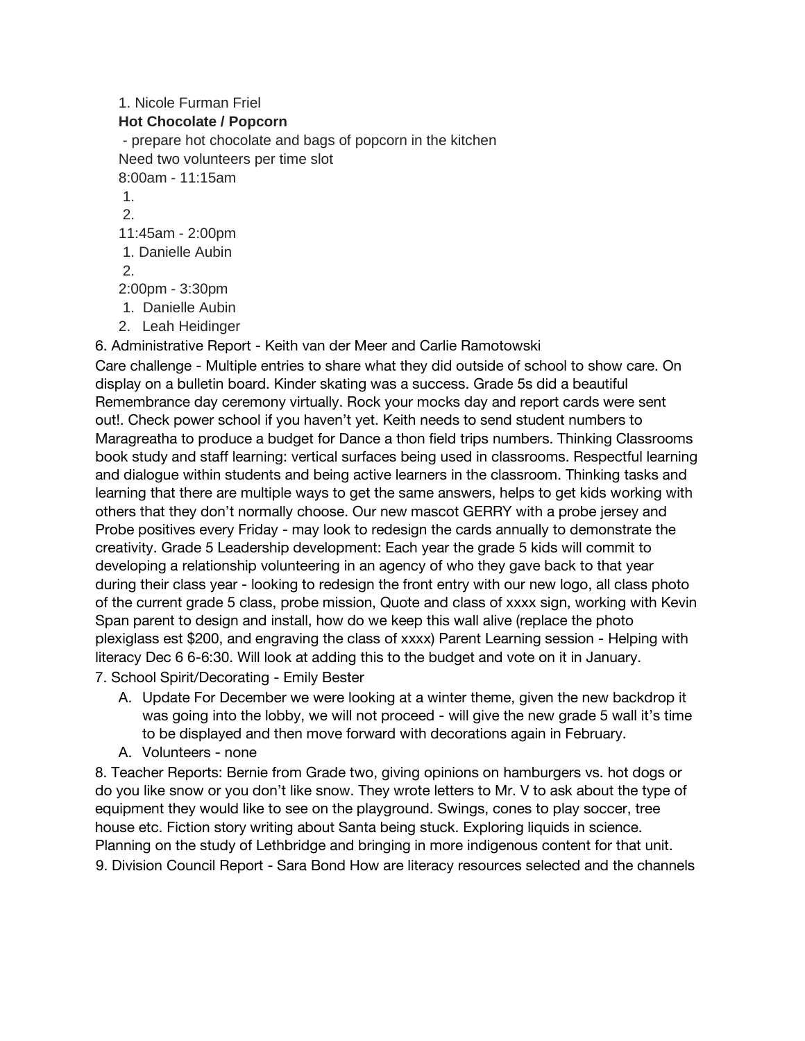1. Nicole Furman Friel

**Hot Chocolate / Popcorn**

- prepare hot chocolate and bags of popcorn in the kitchen

Need two volunteers per time slot

8:00am - 11:15am

1.
2.

11:45am - 2:00pm

1. Danielle Aubin
2.

2:00pm - 3:30pm

1. Danielle Aubin
2. Leah Heidinger

6. Administrative Report - Keith van der Meer and Carlie Ramotowski

Care challenge - Multiple entries to share what they did outside of school to show care. On display on a bulletin board. Kinder skating was a success. Grade 5s did a beautiful Remembrance day ceremony virtually. Rock your mocks day and report cards were sent out!. Check power school if you haven't yet. Keith needs to send student numbers to Maragreatha to produce a budget for Dance a thon field trips numbers. Thinking Classrooms book study and staff learning: vertical surfaces being used in classrooms. Respectful learning and dialogue within students and being active learners in the classroom. Thinking tasks and learning that there are multiple ways to get the same answers, helps to get kids working with others that they don't normally choose. Our new mascot GERRY with a probe jersey and Probe positives every Friday - may look to redesign the cards annually to demonstrate the creativity. Grade 5 Leadership development: Each year the grade 5 kids will commit to developing a relationship volunteering in an agency of who they gave back to that year during their class year - looking to redesign the front entry with our new logo, all class photo of the current grade 5 class, probe mission, Quote and class of xxxx sign, working with Kevin Span parent to design and install, how do we keep this wall alive (replace the photo plexiglass est $200, and engraving the class of xxxx) Parent Learning session - Helping with literacy Dec 6 6-6:30. Will look at adding this to the budget and vote on it in January.

7. School Spirit/Decorating - Emily Bester

A. Update For December we were looking at a winter theme, given the new backdrop it was going into the lobby, we will not proceed - will give the new grade 5 wall it's time to be displayed and then move forward with decorations again in February.

A. Volunteers - none

8. Teacher Reports: Bernie from Grade two, giving opinions on hamburgers vs. hot dogs or do you like snow or you don't like snow. They wrote letters to Mr. V to ask about the type of equipment they would like to see on the playground. Swings, cones to play soccer, tree house etc. Fiction story writing about Santa being stuck. Exploring liquids in science. Planning on the study of Lethbridge and bringing in more indigenous content for that unit.

9. Division Council Report - Sara Bond How are literacy resources selected and the channels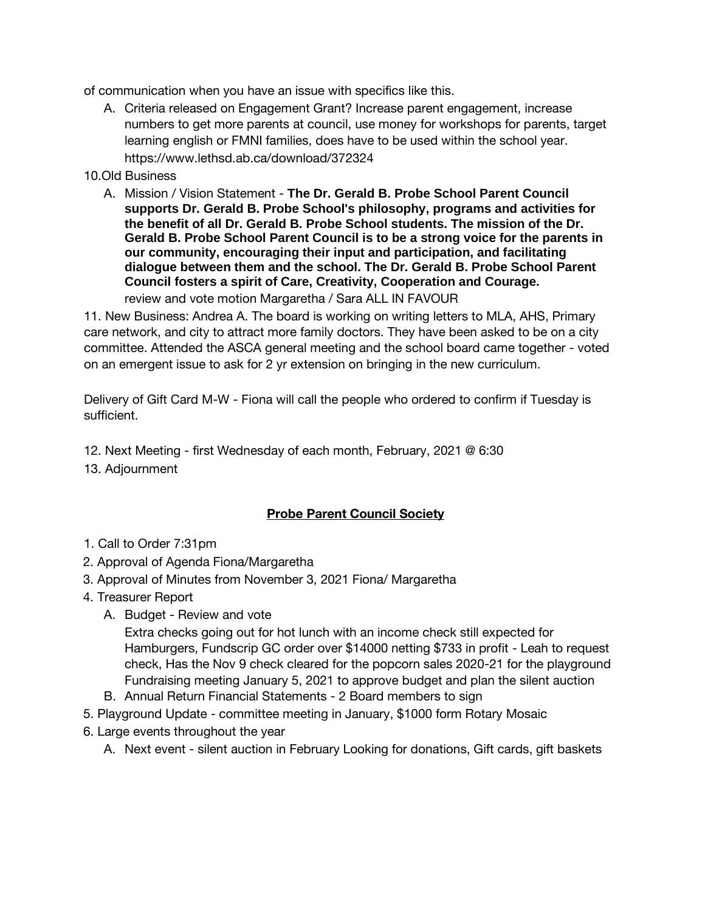of communication when you have an issue with specifics like this.

A. Criteria released on Engagement Grant? Increase parent engagement, increase numbers to get more parents at council, use money for workshops for parents, target learning english or FMNI families, does have to be used within the school year. https://www.lethsd.ab.ca/download/372324

10. Old Business

A. Mission / Vision Statement - **The Dr. Gerald B. Probe School Parent Council supports Dr. Gerald B. Probe School's philosophy, programs and activities for the benefit of all Dr. Gerald B. Probe School students. The mission of the Dr. Gerald B. Probe School Parent Council is to be a strong voice for the parents in our community, encouraging their input and participation, and facilitating dialogue between them and the school. The Dr. Gerald B. Probe School Parent Council fosters a spirit of Care, Creativity, Cooperation and Courage.** review and vote motion Margaretha / Sara ALL IN FAVOUR

11. New Business: Andrea A. The board is working on writing letters to MLA, AHS, Primary care network, and city to attract more family doctors. They have been asked to be on a city committee. Attended the ASCA general meeting and the school board came together - voted on an emergent issue to ask for 2 yr extension on bringing in the new curriculum.

Delivery of Gift Card M-W - Fiona will call the people who ordered to confirm if Tuesday is sufficient.

12. Next Meeting - first Wednesday of each month, February, 2021 @ 6:30
13. Adjournment

## Probe Parent Council Society

1. Call to Order 7:31pm
2. Approval of Agenda Fiona/Margaretha
3. Approval of Minutes from November 3, 2021 Fiona/ Margaretha
4. Treasurer Report
   A. Budget - Review and vote
   Extra checks going out for hot lunch with an income check still expected for Hamburgers, Fundscrip GC order over $14000 netting $733 in profit - Leah to request check, Has the Nov 9 check cleared for the popcorn sales 2020-21 for the playground Fundraising meeting January 5, 2021 to approve budget and plan the silent auction
   B. Annual Return Financial Statements - 2 Board members to sign
5. Playground Update - committee meeting in January, $1000 form Rotary Mosaic
6. Large events throughout the year
   A. Next event - silent auction in February Looking for donations, Gift cards, gift baskets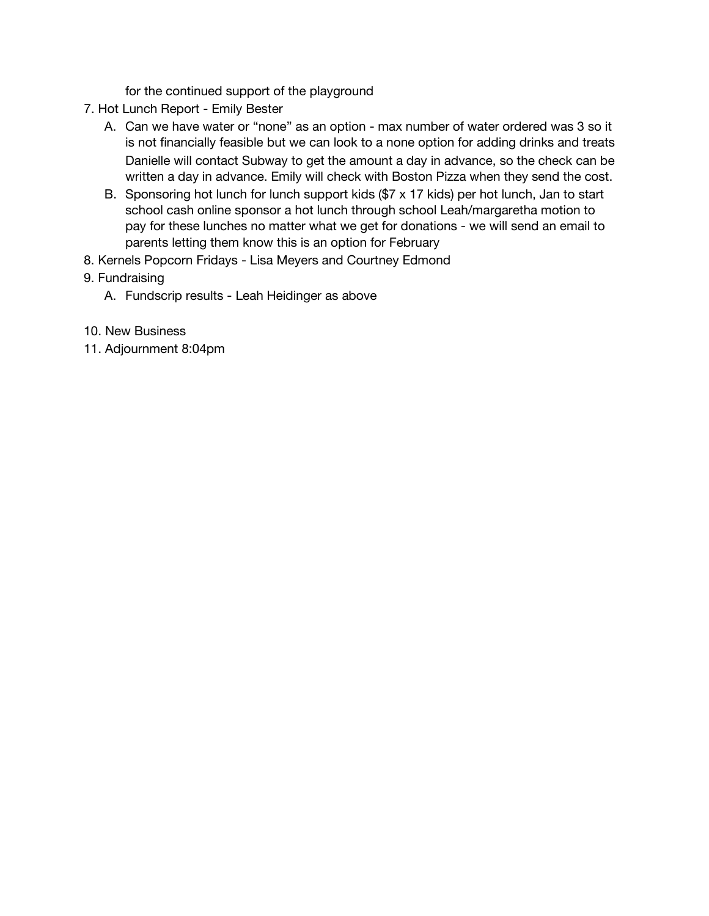for the continued support of the playground

7. Hot Lunch Report - Emily Bester
   A. Can we have water or "none" as an option - max number of water ordered was 3 so it is not financially feasible but we can look to a none option for adding drinks and treats Danielle will contact Subway to get the amount a day in advance, so the check can be written a day in advance. Emily will check with Boston Pizza when they send the cost.
   B. Sponsoring hot lunch for lunch support kids ($7 x 17 kids) per hot lunch, Jan to start school cash online sponsor a hot lunch through school Leah/margaretha motion to pay for these lunches no matter what we get for donations - we will send an email to parents letting them know this is an option for February
8. Kernels Popcorn Fridays - Lisa Meyers and Courtney Edmond
9. Fundraising
   A. Fundscrip results - Leah Heidinger as above

10. New Business
11. Adjournment 8:04pm